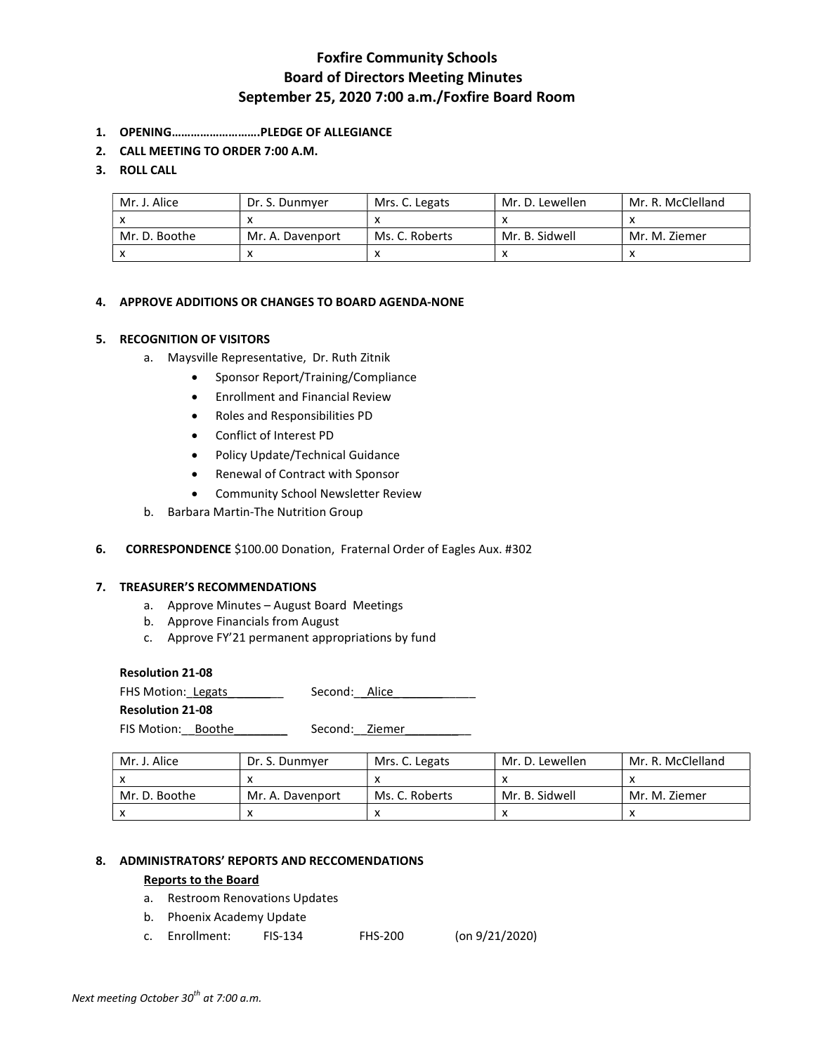# Foxfire Community Schools
## Board of Directors Meeting Minutes
## September 25, 2020 7:00 a.m./Foxfire Board Room

1. **OPENING……………………….PLEDGE OF ALLEGIANCE**
2. **CALL MEETING TO ORDER 7:00 A.M.**
3. **ROLL CALL**

| Mr. J. Alice | Dr. S. Dunmyer | Mrs. C. Legats | Mr. D. Lewellen | Mr. R. McClelland |
|---|---|---|---|---|
| x | x | x | x | x |
| Mr. D. Boothe | Mr. A. Davenport | Ms. C. Roberts | Mr. B. Sidwell | Mr. M. Ziemer |
| x | x | x | x | x |

4. **APPROVE ADDITIONS OR CHANGES TO BOARD AGENDA-NONE**

5. **RECOGNITION OF VISITORS**
   a. Maysville Representative, Dr. Ruth Zitnik
      - Sponsor Report/Training/Compliance
      - Enrollment and Financial Review
      - Roles and Responsibilities PD
      - Conflict of Interest PD
      - Policy Update/Technical Guidance
      - Renewal of Contract with Sponsor
      - Community School Newsletter Review
   
   b. Barbara Martin-The Nutrition Group

6. **CORRESPONDENCE** $100.00 Donation, Fraternal Order of Eagles Aux. #302

7. **TREASURER'S RECOMMENDATIONS**
   a. Approve Minutes – August Board Meetings
   b. Approve Financials from August
   c. Approve FY'21 permanent appropriations by fund

**Resolution 21-08**

FHS Motion: Legats Second: Alice

**Resolution 21-08**

FIS Motion: Boothe Second: Ziemer

| Mr. J. Alice | Dr. S. Dunmyer | Mrs. C. Legats | Mr. D. Lewellen | Mr. R. McClelland |
|---|---|---|---|---|
| x | x | x | x | x |
| Mr. D. Boothe | Mr. A. Davenport | Ms. C. Roberts | Mr. B. Sidwell | Mr. M. Ziemer |
| x | x | x | x | x |

8. **ADMINISTRATORS' REPORTS AND RECCOMENDATIONS**

   **Reports to the Board**
   
   a. Restroom Renovations Updates
   b. Phoenix Academy Update
   c. Enrollment: FIS-134 FHS-200 (on 9/21/2020)

*Next meeting October 30th at 7:00 a.m.*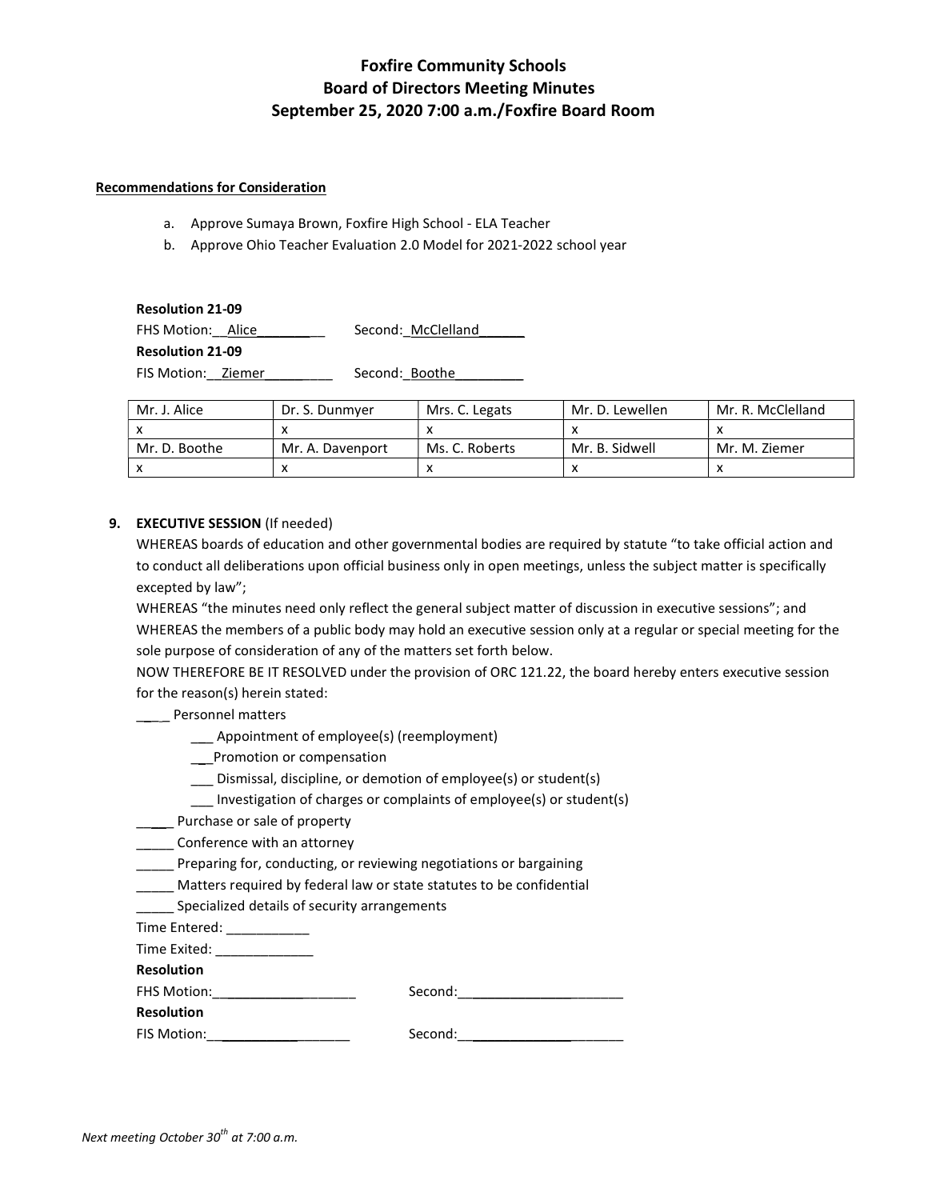# Foxfire Community Schools
## Board of Directors Meeting Minutes
## September 25, 2020 7:00 a.m./Foxfire Board Room

**Recommendations for Consideration**

a. Approve Sumaya Brown, Foxfire High School - ELA Teacher
b. Approve Ohio Teacher Evaluation 2.0 Model for 2021-2022 school year

**Resolution 21-09**
FHS Motion: Alice Second: McClelland
**Resolution 21-09**
FIS Motion: Ziemer Second: Boothe

| Mr. J. Alice | Dr. S. Dunmyer | Mrs. C. Legats | Mr. D. Lewellen | Mr. R. McClelland |
|---|---|---|---|---|
| x | x | x | x | x |
| Mr. D. Boothe | Mr. A. Davenport | Ms. C. Roberts | Mr. B. Sidwell | Mr. M. Ziemer |
| x | x | x | x | x |

9. **EXECUTIVE SESSION** (If needed)

WHEREAS boards of education and other governmental bodies are required by statute "to take official action and to conduct all deliberations upon official business only in open meetings, unless the subject matter is specifically excepted by law";
WHEREAS "the minutes need only reflect the general subject matter of discussion in executive sessions"; and
WHEREAS the members of a public body may hold an executive session only at a regular or special meeting for the sole purpose of consideration of any of the matters set forth below.
NOW THEREFORE BE IT RESOLVED under the provision of ORC 121.22, the board hereby enters executive session for the reason(s) herein stated:

____ Personnel matters
  ___ Appointment of employee(s) (reemployment)
  ___Promotion or compensation
  ___ Dismissal, discipline, or demotion of employee(s) or student(s)
  ___ Investigation of charges or complaints of employee(s) or student(s)
_____ Purchase or sale of property
_____ Conference with an attorney
_____ Preparing for, conducting, or reviewing negotiations or bargaining
_____ Matters required by federal law or state statutes to be confidential
_____ Specialized details of security arrangements

Time Entered: ___________
Time Exited: _____________
**Resolution**
FHS Motion:___________________ Second:______________________
**Resolution**
FIS Motion:___________________ Second:______________________

*Next meeting October 30th at 7:00 a.m.*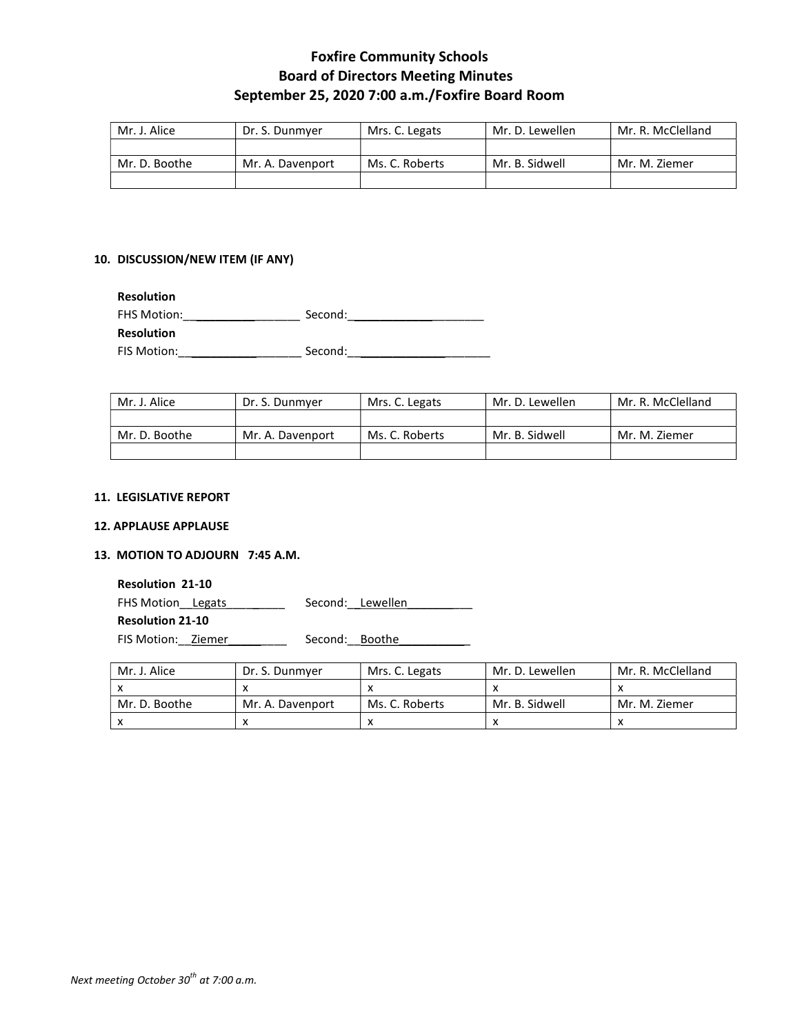# Foxfire Community Schools
## Board of Directors Meeting Minutes
## September 25, 2020 7:00 a.m./Foxfire Board Room

| | | | | |
|---|---|---|---|---|
| Mr. J. Alice | Dr. S. Dunmyer | Mrs. C. Legats | Mr. D. Lewellen | Mr. R. McClelland |
| | | | | |
| Mr. D. Boothe | Mr. A. Davenport | Ms. C. Roberts | Mr. B. Sidwell | Mr. M. Ziemer |
| | | | | |

### 10. DISCUSSION/NEW ITEM (IF ANY)

**Resolution**
FHS Motion:__________________ Second:______________________
**Resolution**
FIS Motion:__________________ Second:______________________

| | | | | |
|---|---|---|---|---|
| Mr. J. Alice | Dr. S. Dunmyer | Mrs. C. Legats | Mr. D. Lewellen | Mr. R. McClelland |
| | | | | |
| Mr. D. Boothe | Mr. A. Davenport | Ms. C. Roberts | Mr. B. Sidwell | Mr. M. Ziemer |
| | | | | |

### 11. LEGISLATIVE REPORT

### 12. APPLAUSE APPLAUSE

### 13. MOTION TO ADJOURN 7:45 A.M.

**Resolution 21-10**
FHS Motion__Legats__________ Second:__Lewellen__________
**Resolution 21-10**
FIS Motion:__Ziemer_________ Second:__Boothe___________

| | | | | |
|---|---|---|---|---|
| Mr. J. Alice | Dr. S. Dunmyer | Mrs. C. Legats | Mr. D. Lewellen | Mr. R. McClelland |
| x | x | x | x | x |
| Mr. D. Boothe | Mr. A. Davenport | Ms. C. Roberts | Mr. B. Sidwell | Mr. M. Ziemer |
| x | x | x | x | x |

*Next meeting October 30th at 7:00 a.m.*